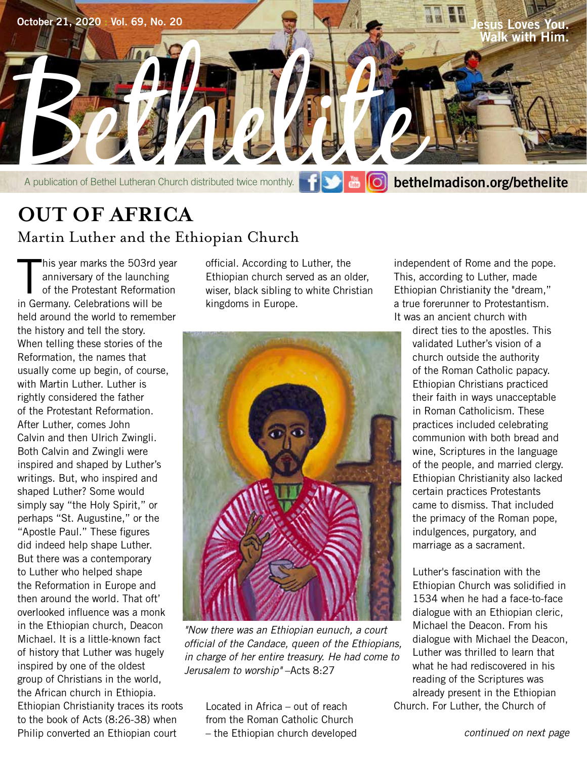# Bethelite

October 21, 2020 | Vol. 69, No. 20

Jesus Loves You. Walk with Him.

A publication of Bethel Lutheran Church distributed twice monthly. bethelmadison.org/bethelite

## OUT OF AFRICA

### Martin Luther and the Ethiopian Church

This year marks the 503rd year anniversary of the launching of the Protestant Reformation in Germany. Celebrations will be held around the world to remember the history and tell the story. When telling these stories of the Reformation, the names that usually come up begin, of course, with Martin Luther. Luther is rightly considered the father of the Protestant Reformation. After Luther, comes John Calvin and then Ulrich Zwingli. Both Calvin and Zwingli were inspired and shaped by Luther's writings. But, who inspired and shaped Luther? Some would simply say "the Holy Spirit," or perhaps "St. Augustine," or the "Apostle Paul." These figures did indeed help shape Luther. But there was a contemporary to Luther who helped shape the Reformation in Europe and then around the world. That oft' overlooked influence was a monk in the Ethiopian church, Deacon Michael. It is a little-known fact of history that Luther was hugely inspired by one of the oldest group of Christians in the world, the African church in Ethiopia. Ethiopian Christianity traces its roots to the book of Acts (8:26-38) when Philip converted an Ethiopian court official. According to Luther, the Ethiopian church served as an older, wiser, black sibling to white Christian kingdoms in Europe.

*"Now there was an Ethiopian eunuch, a court official of the Candace, queen of the Ethiopians, in charge of her entire treasury. He had come to Jerusalem to worship"* –Acts 8:27

Located in Africa – out of reach from the Roman Catholic Church – the Ethiopian church developed independent of Rome and the pope. This, according to Luther, made Ethiopian Christianity the "dream," a true forerunner to Protestantism. It was an ancient church with direct ties to the apostles. This validated Luther's vision of a church outside the authority of the Roman Catholic papacy. Ethiopian Christians practiced their faith in ways unacceptable in Roman Catholicism. These practices included celebrating communion with both bread and wine, Scriptures in the language of the people, and married clergy. Ethiopian Christianity also lacked certain practices Protestants came to dismiss. That included the primacy of the Roman pope, indulgences, purgatory, and marriage as a sacrament.

Luther's fascination with the Ethiopian Church was solidified in 1534 when he had a face-to-face dialogue with an Ethiopian cleric, Michael the Deacon. From his dialogue with Michael the Deacon, Luther was thrilled to learn that what he had rediscovered in his reading of the Scriptures was already present in the Ethiopian Church. For Luther, the Church of

*continued on next page*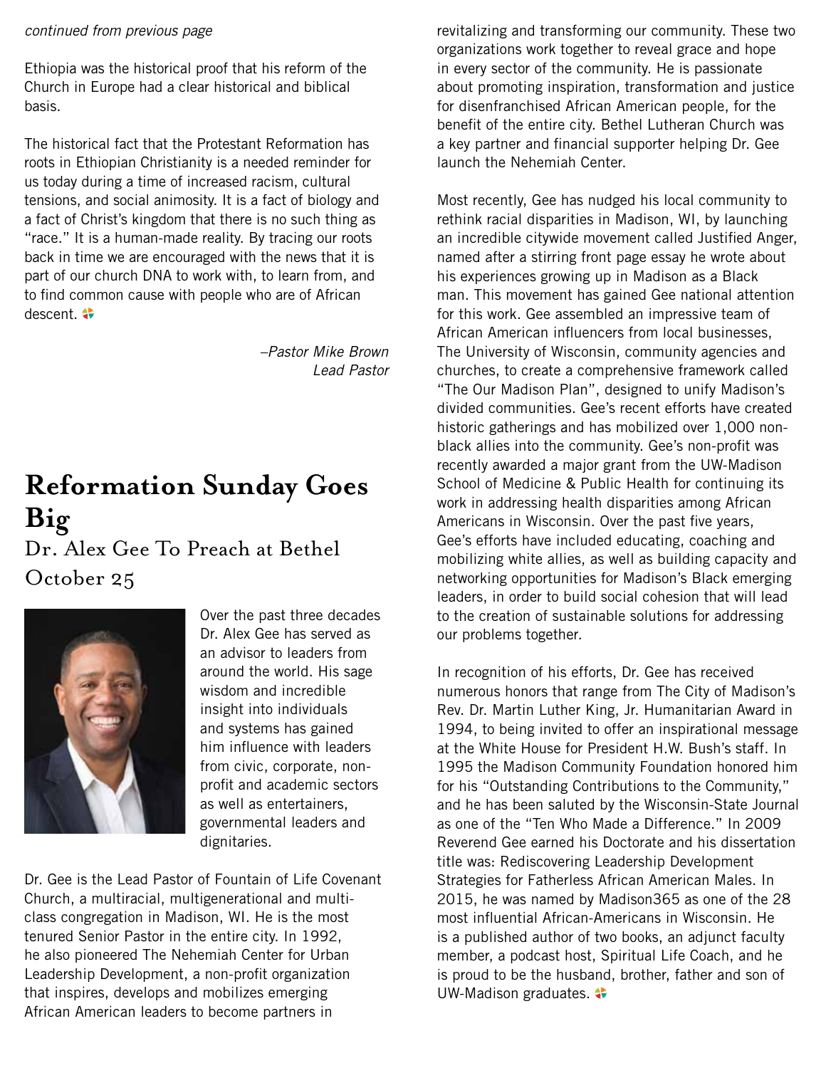*continued from previous page*

Ethiopia was the historical proof that his reform of the Church in Europe had a clear historical and biblical basis.

The historical fact that the Protestant Reformation has roots in Ethiopian Christianity is a needed reminder for us today during a time of increased racism, cultural tensions, and social animosity. It is a fact of biology and a fact of Christ's kingdom that there is no such thing as "race." It is a human-made reality. By tracing our roots back in time we are encouraged with the news that it is part of our church DNA to work with, to learn from, and to find common cause with people who are of African descent.

*–Pastor Mike Brown*
*Lead Pastor*

# Reformation Sunday Goes Big

## Dr. Alex Gee To Preach at Bethel October 25

Over the past three decades Dr. Alex Gee has served as an advisor to leaders from around the world. His sage wisdom and incredible insight into individuals and systems has gained him influence with leaders from civic, corporate, non-profit and academic sectors as well as entertainers, governmental leaders and dignitaries.

Dr. Gee is the Lead Pastor of Fountain of Life Covenant Church, a multiracial, multigenerational and multi-class congregation in Madison, WI. He is the most tenured Senior Pastor in the entire city. In 1992, he also pioneered The Nehemiah Center for Urban Leadership Development, a non-profit organization that inspires, develops and mobilizes emerging African American leaders to become partners in revitalizing and transforming our community. These two organizations work together to reveal grace and hope in every sector of the community. He is passionate about promoting inspiration, transformation and justice for disenfranchised African American people, for the benefit of the entire city. Bethel Lutheran Church was a key partner and financial supporter helping Dr. Gee launch the Nehemiah Center.

Most recently, Gee has nudged his local community to rethink racial disparities in Madison, WI, by launching an incredible citywide movement called Justified Anger, named after a stirring front page essay he wrote about his experiences growing up in Madison as a Black man. This movement has gained Gee national attention for this work. Gee assembled an impressive team of African American influencers from local businesses, The University of Wisconsin, community agencies and churches, to create a comprehensive framework called "The Our Madison Plan", designed to unify Madison's divided communities. Gee's recent efforts have created historic gatherings and has mobilized over 1,000 non-black allies into the community. Gee's non-profit was recently awarded a major grant from the UW-Madison School of Medicine & Public Health for continuing its work in addressing health disparities among African Americans in Wisconsin. Over the past five years, Gee's efforts have included educating, coaching and mobilizing white allies, as well as building capacity and networking opportunities for Madison's Black emerging leaders, in order to build social cohesion that will lead to the creation of sustainable solutions for addressing our problems together.

In recognition of his efforts, Dr. Gee has received numerous honors that range from The City of Madison's Rev. Dr. Martin Luther King, Jr. Humanitarian Award in 1994, to being invited to offer an inspirational message at the White House for President H.W. Bush's staff. In 1995 the Madison Community Foundation honored him for his "Outstanding Contributions to the Community," and he has been saluted by the Wisconsin-State Journal as one of the "Ten Who Made a Difference." In 2009 Reverend Gee earned his Doctorate and his dissertation title was: Rediscovering Leadership Development Strategies for Fatherless African American Males. In 2015, he was named by Madison365 as one of the 28 most influential African-Americans in Wisconsin. He is a published author of two books, an adjunct faculty member, a podcast host, Spiritual Life Coach, and he is proud to be the husband, brother, father and son of UW-Madison graduates.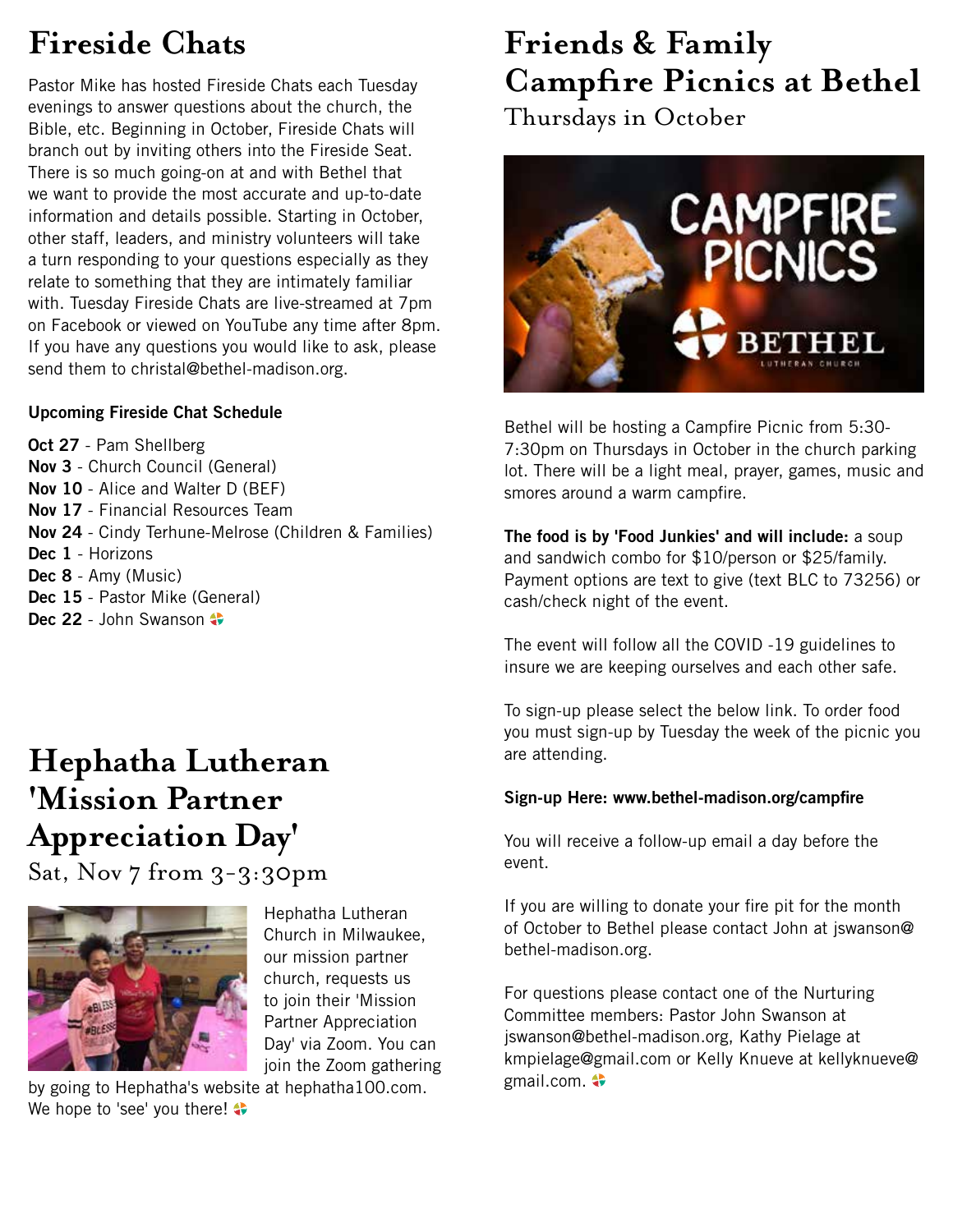# Fireside Chats

Pastor Mike has hosted Fireside Chats each Tuesday evenings to answer questions about the church, the Bible, etc. Beginning in October, Fireside Chats will branch out by inviting others into the Fireside Seat. There is so much going-on at and with Bethel that we want to provide the most accurate and up-to-date information and details possible. Starting in October, other staff, leaders, and ministry volunteers will take a turn responding to your questions especially as they relate to something that they are intimately familiar with. Tuesday Fireside Chats are live-streamed at 7pm on Facebook or viewed on YouTube any time after 8pm. If you have any questions you would like to ask, please send them to christal@bethel-madison.org.

**Upcoming Fireside Chat Schedule**

**Oct 27** - Pam Shellberg
**Nov 3** - Church Council (General)
**Nov 10** - Alice and Walter D (BEF)
**Nov 17** - Financial Resources Team
**Nov 24** - Cindy Terhune-Melrose (Children & Families)
**Dec 1** - Horizons
**Dec 8** - Amy (Music)
**Dec 15** - Pastor Mike (General)
**Dec 22** - John Swanson

# Hephatha Lutheran 'Mission Partner Appreciation Day'

## Sat, Nov 7 from 3-3:30pm

Hephatha Lutheran Church in Milwaukee, our mission partner church, requests us to join their 'Mission Partner Appreciation Day' via Zoom. You can join the Zoom gathering by going to Hephatha's website at hephatha100.com. We hope to 'see' you there!

# Friends & Family Campfire Picnics at Bethel

## Thursdays in October

Bethel will be hosting a Campfire Picnic from 5:30-7:30pm on Thursdays in October in the church parking lot. There will be a light meal, prayer, games, music and smores around a warm campfire.

**The food is by 'Food Junkies' and will include:** a soup and sandwich combo for $10/person or $25/family. Payment options are text to give (text BLC to 73256) or cash/check night of the event.

The event will follow all the COVID -19 guidelines to insure we are keeping ourselves and each other safe.

To sign-up please select the below link. To order food you must sign-up by Tuesday the week of the picnic you are attending.

**Sign-up Here: www.bethel-madison.org/campfire**

You will receive a follow-up email a day before the event.

If you are willing to donate your fire pit for the month of October to Bethel please contact John at jswanson@bethel-madison.org.

For questions please contact one of the Nurturing Committee members: Pastor John Swanson at jswanson@bethel-madison.org, Kathy Pielage at kmpielage@gmail.com or Kelly Knueve at kellyknueve@gmail.com.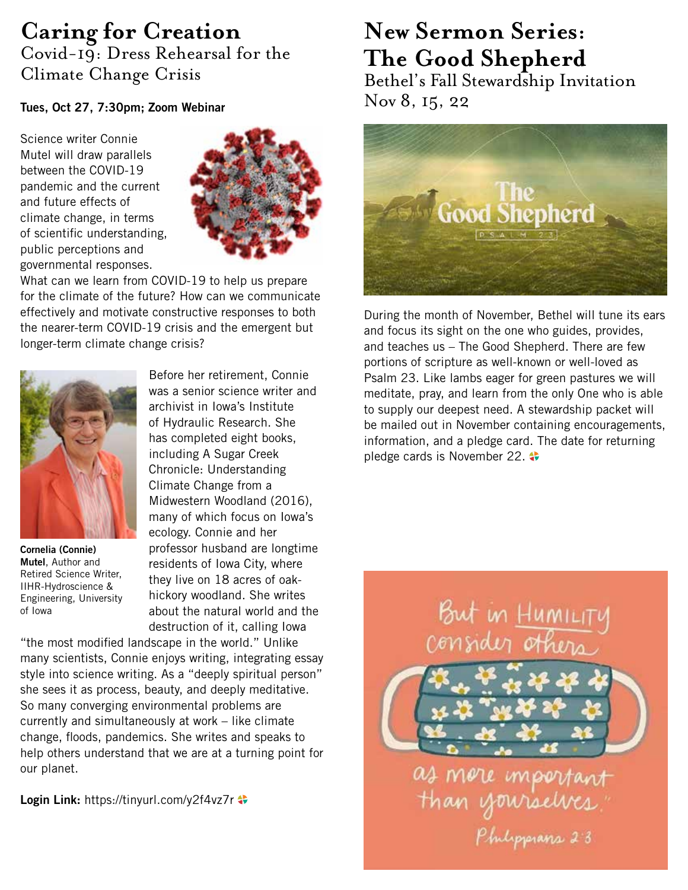# Caring for Creation

## Covid-19: Dress Rehearsal for the Climate Change Crisis

**Tues, Oct 27, 7:30pm; Zoom Webinar**

Science writer Connie Mutel will draw parallels between the COVID-19 pandemic and the current and future effects of climate change, in terms of scientific understanding, public perceptions and governmental responses. What can we learn from COVID-19 to help us prepare for the climate of the future? How can we communicate effectively and motivate constructive responses to both the nearer-term COVID-19 crisis and the emergent but longer-term climate change crisis?

**Cornelia (Connie) Mutel**, Author and Retired Science Writer, IIHR-Hydroscience & Engineering, University of Iowa

Before her retirement, Connie was a senior science writer and archivist in Iowa's Institute of Hydraulic Research. She has completed eight books, including A Sugar Creek Chronicle: Understanding Climate Change from a Midwestern Woodland (2016), many of which focus on Iowa's ecology. Connie and her professor husband are longtime residents of Iowa City, where they live on 18 acres of oak-hickory woodland. She writes about the natural world and the destruction of it, calling Iowa "the most modified landscape in the world." Unlike many scientists, Connie enjoys writing, integrating essay style into science writing. As a "deeply spiritual person" she sees it as process, beauty, and deeply meditative. So many converging environmental problems are currently and simultaneously at work – like climate change, floods, pandemics. She writes and speaks to help others understand that we are at a turning point for our planet.

**Login Link:** https://tinyurl.com/y2f4vz7r

# New Sermon Series: The Good Shepherd

## Bethel's Fall Stewardship Invitation Nov 8, 15, 22

During the month of November, Bethel will tune its ears and focus its sight on the one who guides, provides, and teaches us – The Good Shepherd. There are few portions of scripture as well-known or well-loved as Psalm 23. Like lambs eager for green pastures we will meditate, pray, and learn from the only One who is able to supply our deepest need. A stewardship packet will be mailed out in November containing encouragements, information, and a pledge card. The date for returning pledge cards is November 22.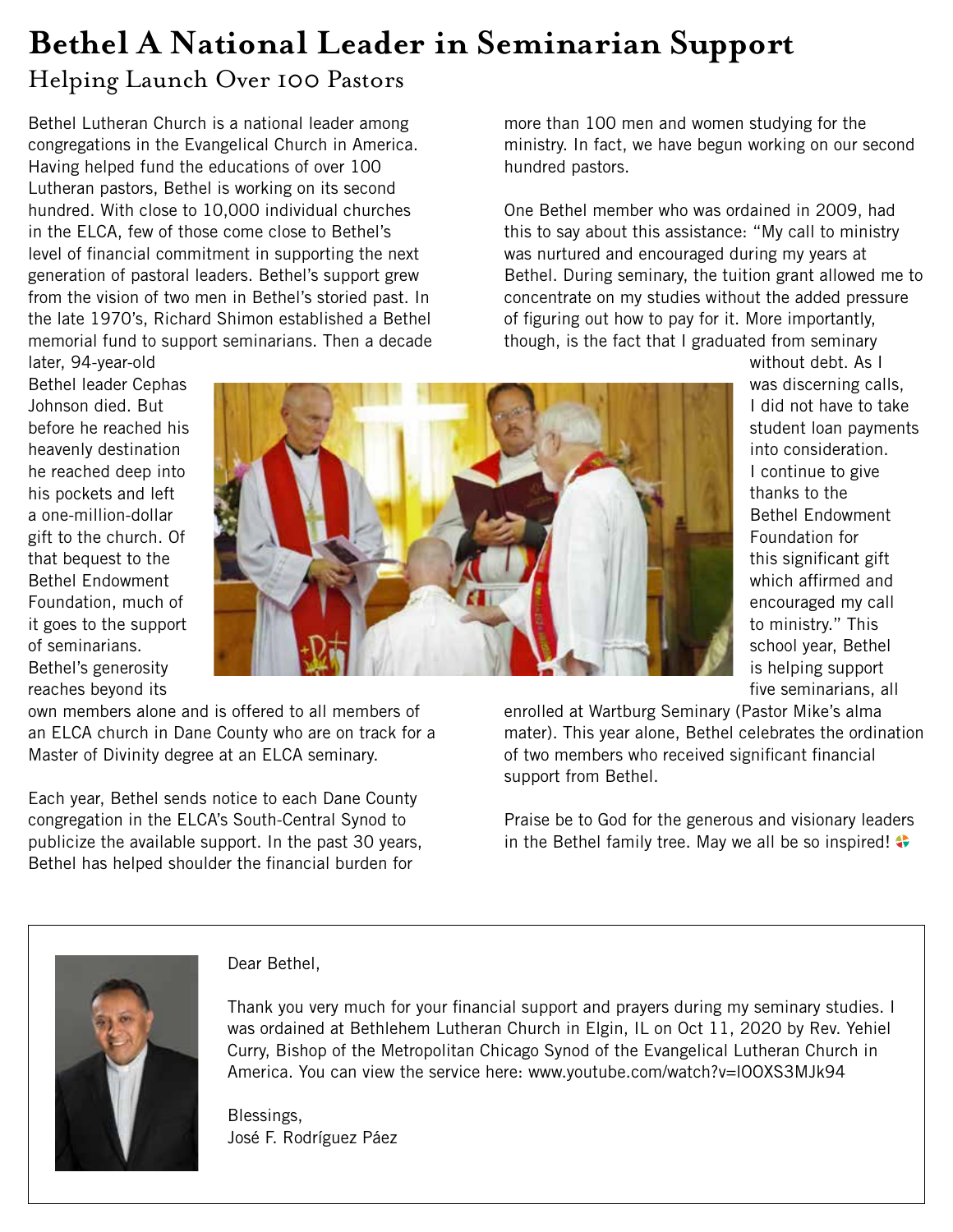# Bethel A National Leader in Seminarian Support

## Helping Launch Over 100 Pastors

Bethel Lutheran Church is a national leader among congregations in the Evangelical Church in America. Having helped fund the educations of over 100 Lutheran pastors, Bethel is working on its second hundred. With close to 10,000 individual churches in the ELCA, few of those come close to Bethel's level of financial commitment in supporting the next generation of pastoral leaders. Bethel's support grew from the vision of two men in Bethel's storied past. In the late 1970's, Richard Shimon established a Bethel memorial fund to support seminarians. Then a decade later, 94-year-old Bethel leader Cephas Johnson died. But before he reached his heavenly destination he reached deep into his pockets and left a one-million-dollar gift to the church. Of that bequest to the Bethel Endowment Foundation, much of it goes to the support of seminarians. Bethel's generosity reaches beyond its own members alone and is offered to all members of an ELCA church in Dane County who are on track for a Master of Divinity degree at an ELCA seminary.

Each year, Bethel sends notice to each Dane County congregation in the ELCA's South-Central Synod to publicize the available support. In the past 30 years, Bethel has helped shoulder the financial burden for more than 100 men and women studying for the ministry. In fact, we have begun working on our second hundred pastors.

One Bethel member who was ordained in 2009, had this to say about this assistance: "My call to ministry was nurtured and encouraged during my years at Bethel. During seminary, the tuition grant allowed me to concentrate on my studies without the added pressure of figuring out how to pay for it. More importantly, though, is the fact that I graduated from seminary without debt. As I was discerning calls, I did not have to take student loan payments into consideration. I continue to give thanks to the Bethel Endowment Foundation for this significant gift which affirmed and encouraged my call to ministry." This school year, Bethel is helping support five seminarians, all enrolled at Wartburg Seminary (Pastor Mike's alma mater). This year alone, Bethel celebrates the ordination of two members who received significant financial support from Bethel.

Praise be to God for the generous and visionary leaders in the Bethel family tree. May we all be so inspired!

---

Dear Bethel,

Thank you very much for your financial support and prayers during my seminary studies. I was ordained at Bethlehem Lutheran Church in Elgin, IL on Oct 11, 2020 by Rev. Yehiel Curry, Bishop of the Metropolitan Chicago Synod of the Evangelical Lutheran Church in America. You can view the service here: www.youtube.com/watch?v=IOOXS3MJk94

Blessings,
José F. Rodríguez Páez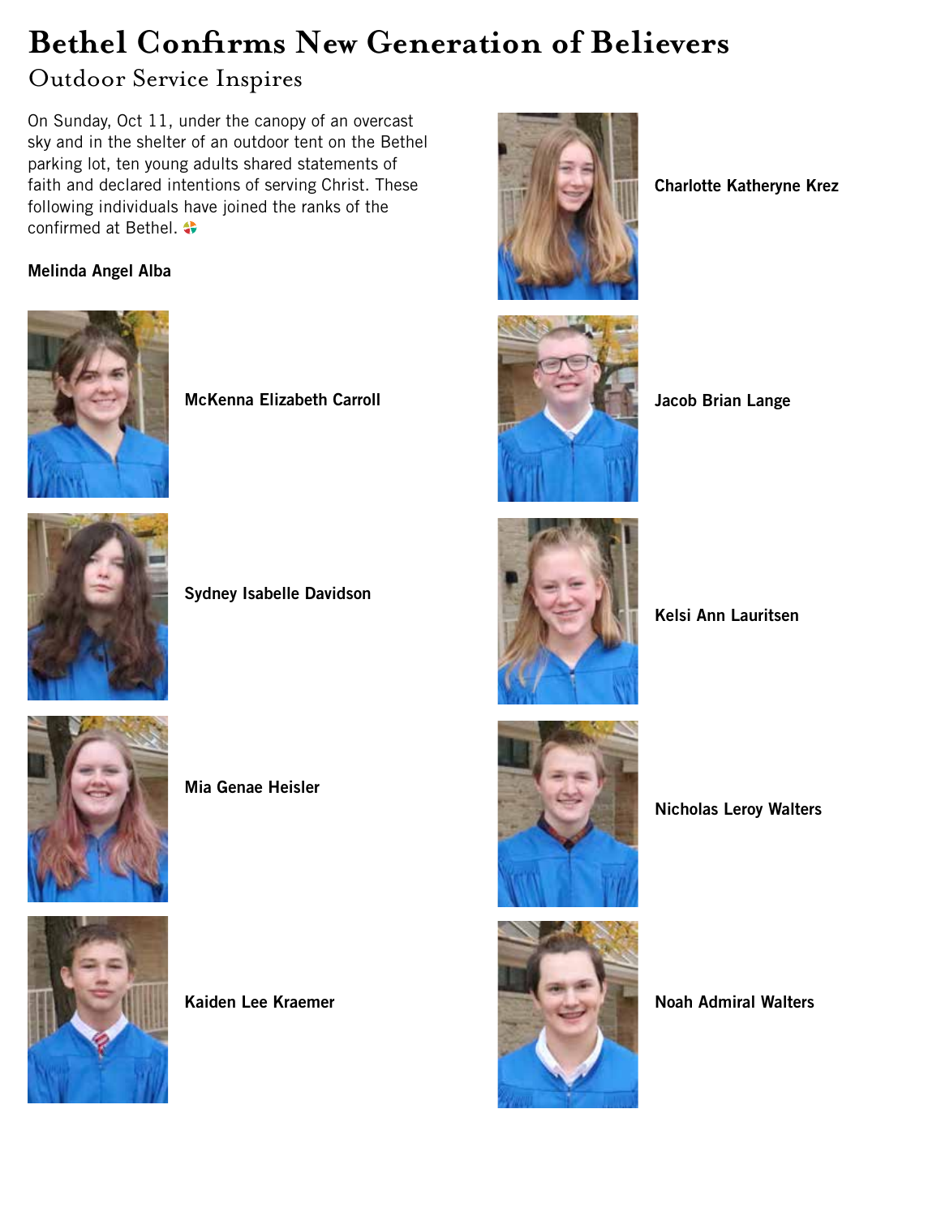# Bethel Confirms New Generation of Believers

## Outdoor Service Inspires

On Sunday, Oct 11, under the canopy of an overcast sky and in the shelter of an outdoor tent on the Bethel parking lot, ten young adults shared statements of faith and declared intentions of serving Christ. These following individuals have joined the ranks of the confirmed at Bethel.

**Melinda Angel Alba**

**McKenna Elizabeth Carroll**

**Sydney Isabelle Davidson**

**Mia Genae Heisler**

**Kaiden Lee Kraemer**

**Charlotte Katheryne Krez**

**Jacob Brian Lange**

**Kelsi Ann Lauritsen**

**Nicholas Leroy Walters**

**Noah Admiral Walters**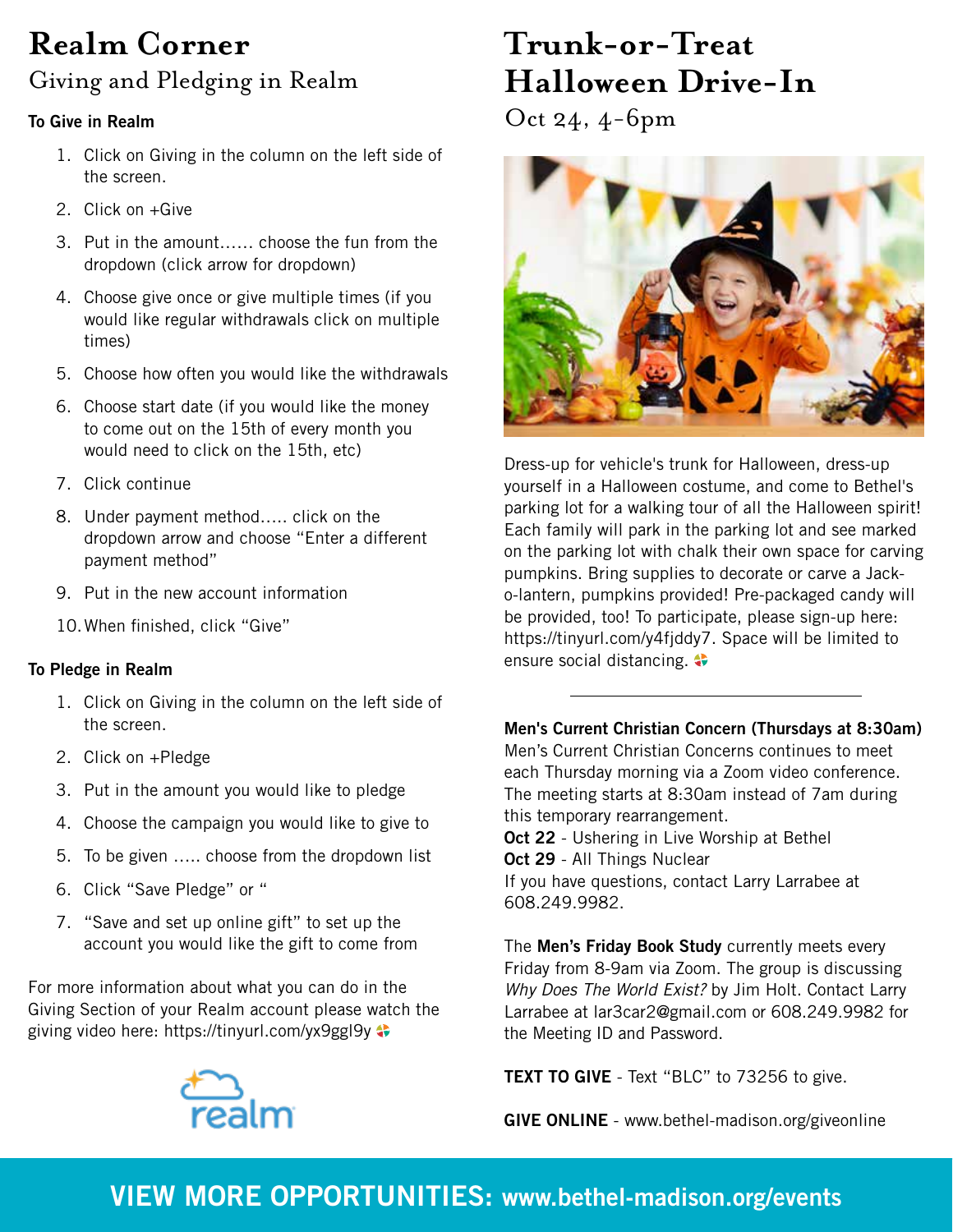# Realm Corner

## Giving and Pledging in Realm

**To Give in Realm**

1. Click on Giving in the column on the left side of the screen.
2. Click on +Give
3. Put in the amount...... choose the fun from the dropdown (click arrow for dropdown)
4. Choose give once or give multiple times (if you would like regular withdrawals click on multiple times)
5. Choose how often you would like the withdrawals
6. Choose start date (if you would like the money to come out on the 15th of every month you would need to click on the 15th, etc)
7. Click continue
8. Under payment method..... click on the dropdown arrow and choose "Enter a different payment method"
9. Put in the new account information
10. When finished, click "Give"

**To Pledge in Realm**

1. Click on Giving in the column on the left side of the screen.
2. Click on +Pledge
3. Put in the amount you would like to pledge
4. Choose the campaign you would like to give to
5. To be given ..... choose from the dropdown list
6. Click "Save Pledge" or "
7. "Save and set up online gift" to set up the account you would like the gift to come from

For more information about what you can do in the Giving Section of your Realm account please watch the giving video here: https://tinyurl.com/yx9ggl9y

# Trunk-or-Treat Halloween Drive-In

## Oct 24, 4-6pm

Dress-up for vehicle's trunk for Halloween, dress-up yourself in a Halloween costume, and come to Bethel's parking lot for a walking tour of all the Halloween spirit! Each family will park in the parking lot and see marked on the parking lot with chalk their own space for carving pumpkins. Bring supplies to decorate or carve a Jack-o-lantern, pumpkins provided! Pre-packaged candy will be provided, too! To participate, please sign-up here: https://tinyurl.com/y4fjddy7. Space will be limited to ensure social distancing.

---

**Men's Current Christian Concern (Thursdays at 8:30am)**
Men's Current Christian Concerns continues to meet each Thursday morning via a Zoom video conference. The meeting starts at 8:30am instead of 7am during this temporary rearrangement.
**Oct 22** - Ushering in Live Worship at Bethel
**Oct 29** - All Things Nuclear
If you have questions, contact Larry Larrabee at 608.249.9982.

The **Men's Friday Book Study** currently meets every Friday from 8-9am via Zoom. The group is discussing *Why Does The World Exist?* by Jim Holt. Contact Larry Larrabee at lar3car2@gmail.com or 608.249.9982 for the Meeting ID and Password.

**TEXT TO GIVE** - Text "BLC" to 73256 to give.

**GIVE ONLINE** - www.bethel-madison.org/giveonline

**VIEW MORE OPPORTUNITIES: www.bethel-madison.org/events**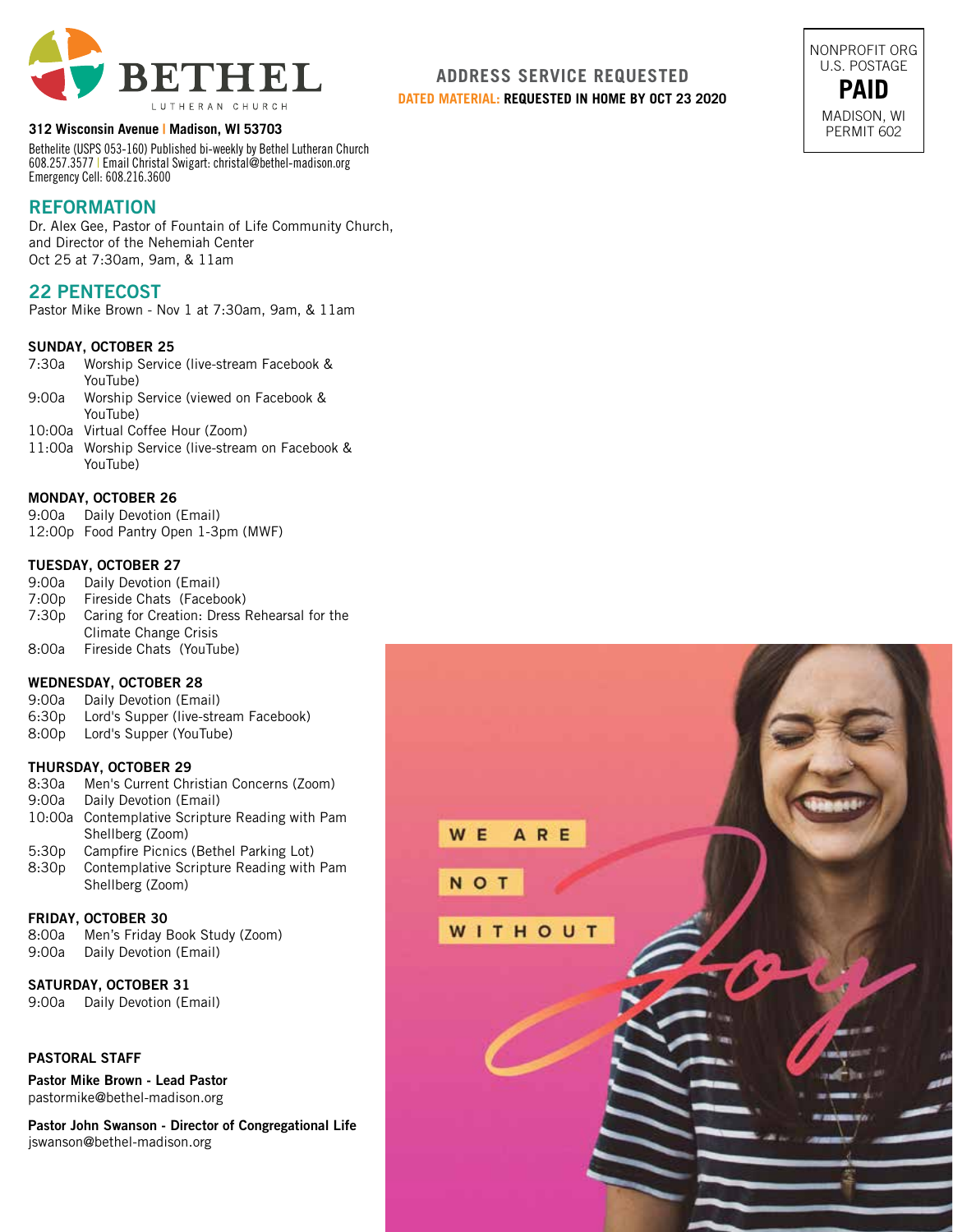# BETHEL

LUTHERAN CHURCH

**312 Wisconsin Avenue | Madison, WI 53703**

Bethelite (USPS 053-160) Published bi-weekly by Bethel Lutheran Church
608.257.3577 | Email Christal Swigart: christal@bethel-madison.org
Emergency Cell: 608.216.3600

**ADDRESS SERVICE REQUESTED**

**DATED MATERIAL: REQUESTED IN HOME BY OCT 23 2020**

NONPROFIT ORG
U.S. POSTAGE
**PAID**
MADISON, WI
PERMIT 602

## REFORMATION

Dr. Alex Gee, Pastor of Fountain of Life Community Church, and Director of the Nehemiah Center
Oct 25 at 7:30am, 9am, & 11am

## 22 PENTECOST

Pastor Mike Brown - Nov 1 at 7:30am, 9am, & 11am

### SUNDAY, OCTOBER 25

- 7:30a Worship Service (live-stream Facebook & YouTube)
- 9:00a Worship Service (viewed on Facebook & YouTube)
- 10:00a Virtual Coffee Hour (Zoom)
- 11:00a Worship Service (live-stream on Facebook & YouTube)

### MONDAY, OCTOBER 26

- 9:00a Daily Devotion (Email)
- 12:00p Food Pantry Open 1-3pm (MWF)

### TUESDAY, OCTOBER 27

- 9:00a Daily Devotion (Email)
- 7:00p Fireside Chats (Facebook)
- 7:30p Caring for Creation: Dress Rehearsal for the Climate Change Crisis
- 8:00a Fireside Chats (YouTube)

### WEDNESDAY, OCTOBER 28

- 9:00a Daily Devotion (Email)
- 6:30p Lord's Supper (live-stream Facebook)
- 8:00p Lord's Supper (YouTube)

### THURSDAY, OCTOBER 29

- 8:30a Men's Current Christian Concerns (Zoom)
- 9:00a Daily Devotion (Email)
- 10:00a Contemplative Scripture Reading with Pam Shellberg (Zoom)
- 5:30p Campfire Picnics (Bethel Parking Lot)
- 8:30p Contemplative Scripture Reading with Pam Shellberg (Zoom)

### FRIDAY, OCTOBER 30

- 8:00a Men's Friday Book Study (Zoom)
- 9:00a Daily Devotion (Email)

### SATURDAY, OCTOBER 31

- 9:00a Daily Devotion (Email)

### PASTORAL STAFF

**Pastor Mike Brown - Lead Pastor**
pastormike@bethel-madison.org

**Pastor John Swanson - Director of Congregational Life**
jswanson@bethel-madison.org

WE ARE NOT WITHOUT Joy